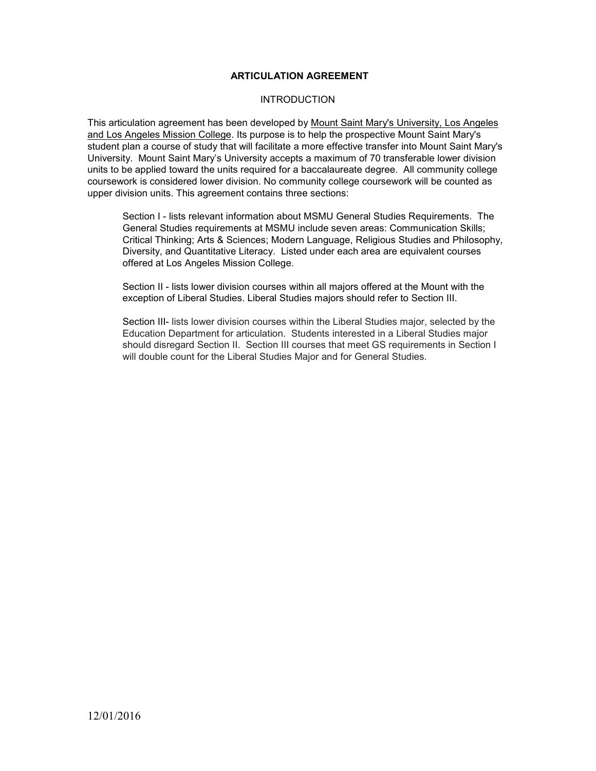# ARTICULATION AGREEMENT

## INTRODUCTION

This articulation agreement has been developed by Mount Saint Mary's University, Los Angeles and Los Angeles Mission College. Its purpose is to help the prospective Mount Saint Mary's student plan a course of study that will facilitate a more effective transfer into Mount Saint Mary's University. Mount Saint Mary's University accepts a maximum of 70 transferable lower division units to be applied toward the units required for a baccalaureate degree. All community college coursework is considered lower division. No community college coursework will be counted as upper division units. This agreement contains three sections:

Section I - lists relevant information about MSMU General Studies Requirements. The General Studies requirements at MSMU include seven areas: Communication Skills; Critical Thinking; Arts & Sciences; Modern Language, Religious Studies and Philosophy, Diversity, and Quantitative Literacy. Listed under each area are equivalent courses offered at Los Angeles Mission College.

Section II - lists lower division courses within all majors offered at the Mount with the exception of Liberal Studies. Liberal Studies majors should refer to Section III.

Section III- lists lower division courses within the Liberal Studies major, selected by the Education Department for articulation. Students interested in a Liberal Studies major should disregard Section II. Section III courses that meet GS requirements in Section I will double count for the Liberal Studies Major and for General Studies.

12/01/2016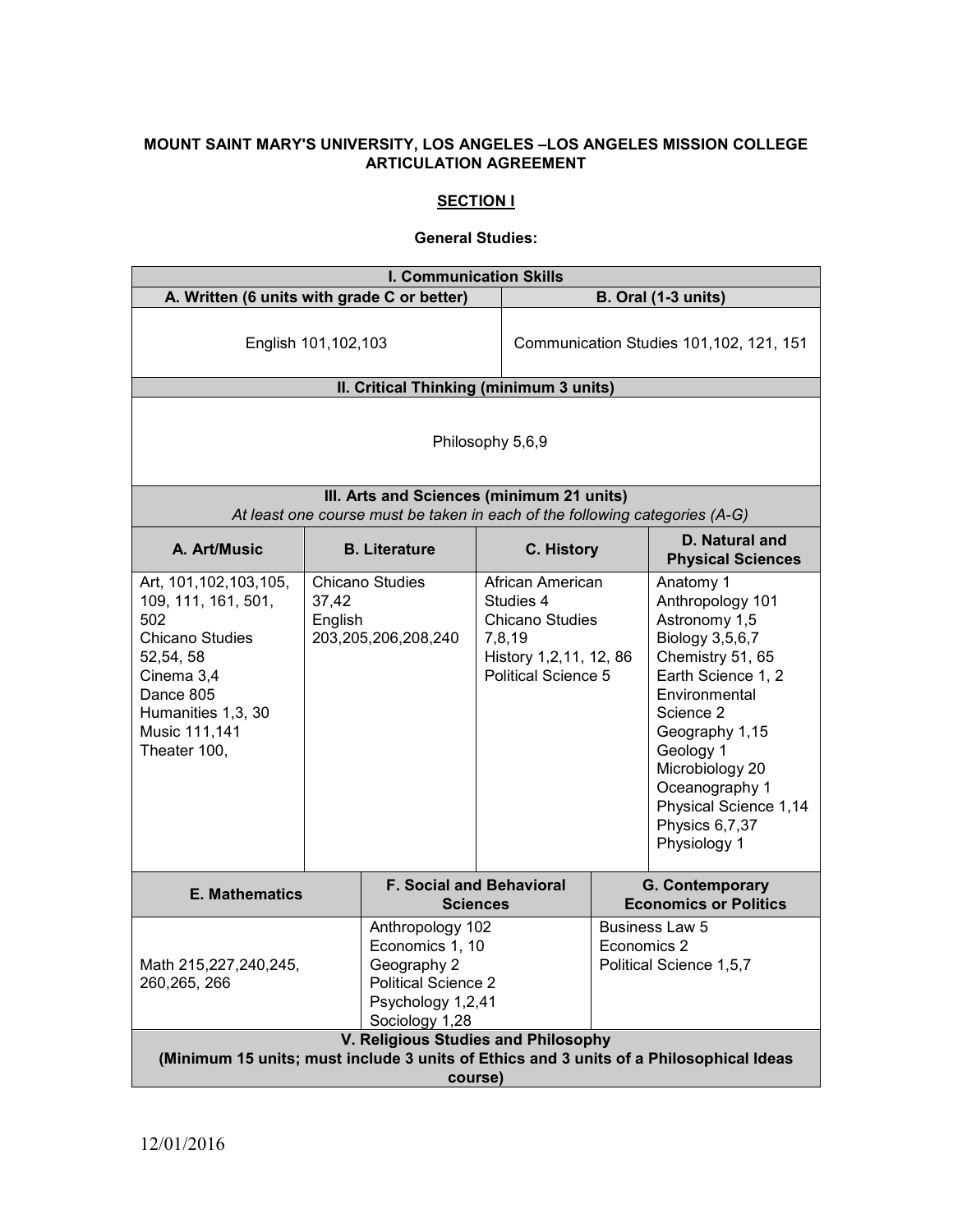**MOUNT SAINT MARY'S UNIVERSITY, LOS ANGELES –LOS ANGELES MISSION COLLEGE ARTICULATION AGREEMENT**

**SECTION I**

**General Studies:**

| I. Communication Skills | |
|---|---|
| **A. Written (6 units with grade C or better)** | **B. Oral (1-3 units)** |
| English 101,102,103 | Communication Studies 101,102, 121, 151 |

| II. Critical Thinking (minimum 3 units) |
|---|
| Philosophy 5,6,9 |

| III. Arts and Sciences (minimum 21 units) *At least one course must be taken in each of the following categories (A-G)* | | | |
|---|---|---|---|
| **A. Art/Music** | **B. Literature** | **C. History** | **D. Natural and Physical Sciences** |
| Art, 101,102,103,105, 109, 111, 161, 501, 502<br>Chicano Studies 52,54, 58<br>Cinema 3,4<br>Dance 805<br>Humanities 1,3, 30<br>Music 111,141<br>Theater 100, | Chicano Studies 37,42<br>English 203,205,206,208,240 | African American Studies 4<br>Chicano Studies 7,8,19<br>History 1,2,11, 12, 86<br>Political Science 5 | Anatomy 1<br>Anthropology 101<br>Astronomy 1,5<br>Biology 3,5,6,7<br>Chemistry 51, 65<br>Earth Science 1, 2<br>Environmental Science 2<br>Geography 1,15<br>Geology 1<br>Microbiology 20<br>Oceanography 1<br>Physical Science 1,14<br>Physics 6,7,37<br>Physiology 1 |

| E. Mathematics | F. Social and Behavioral Sciences | G. Contemporary Economics or Politics |
|---|---|---|
| Math 215,227,240,245, 260,265, 266 | Anthropology 102<br>Economics 1, 10<br>Geography 2<br>Political Science 2<br>Psychology 1,2,41<br>Sociology 1,28 | Business Law 5<br>Economics 2<br>Political Science 1,5,7 |

| V. Religious Studies and Philosophy (Minimum 15 units; must include 3 units of Ethics and 3 units of a Philosophical Ideas course) |
|---|

12/01/2016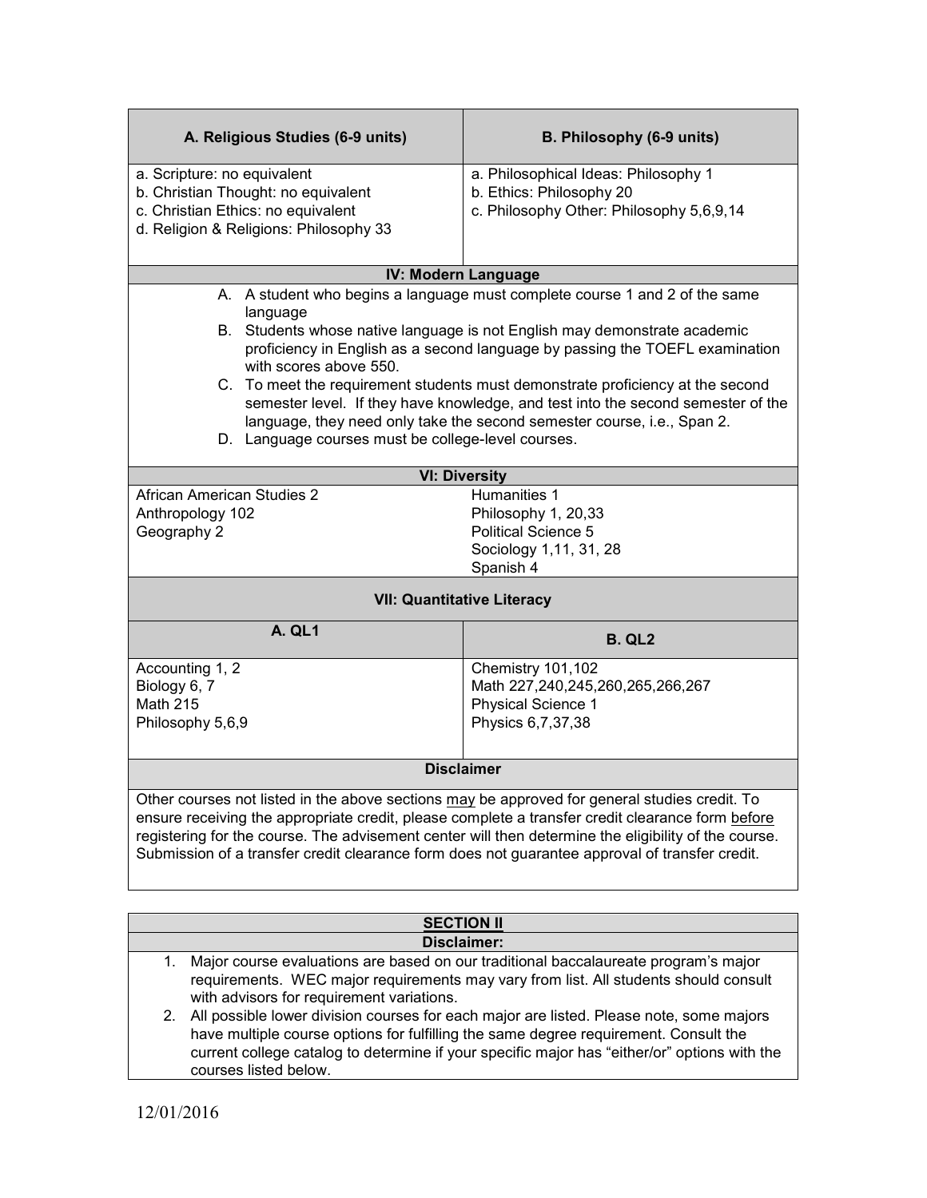| A. Religious Studies (6-9 units) | B. Philosophy (6-9 units) |
|---|---|
| a. Scripture: no equivalent<br>b. Christian Thought: no equivalent<br>c. Christian Ethics: no equivalent<br>d. Religion & Religions: Philosophy 33 | a. Philosophical Ideas: Philosophy 1<br>b. Ethics: Philosophy 20<br>c. Philosophy Other: Philosophy 5,6,9,14 |

### IV: Modern Language

A. A student who begins a language must complete course 1 and 2 of the same language
B. Students whose native language is not English may demonstrate academic proficiency in English as a second language by passing the TOEFL examination with scores above 550.
C. To meet the requirement students must demonstrate proficiency at the second semester level. If they have knowledge, and test into the second semester of the language, they need only take the second semester course, i.e., Span 2.
D. Language courses must be college-level courses.

### VI: Diversity

| | |
|---|---|
| African American Studies 2<br>Anthropology 102<br>Geography 2 | Humanities 1<br>Philosophy 1, 20,33<br>Political Science 5<br>Sociology 1,11, 31, 28<br>Spanish 4 |

### VII: Quantitative Literacy

| A. QL1 | B. QL2 |
|---|---|
| Accounting 1, 2<br>Biology 6, 7<br>Math 215<br>Philosophy 5,6,9 | Chemistry 101,102<br>Math 227,240,245,260,265,266,267<br>Physical Science 1<br>Physics 6,7,37,38 |

### Disclaimer

Other courses not listed in the above sections may be approved for general studies credit. To ensure receiving the appropriate credit, please complete a transfer credit clearance form before registering for the course. The advisement center will then determine the eligibility of the course. Submission of a transfer credit clearance form does not guarantee approval of transfer credit.

## SECTION II

### Disclaimer:

1. Major course evaluations are based on our traditional baccalaureate program's major requirements. WEC major requirements may vary from list. All students should consult with advisors for requirement variations.
2. All possible lower division courses for each major are listed. Please note, some majors have multiple course options for fulfilling the same degree requirement. Consult the current college catalog to determine if your specific major has "either/or" options with the courses listed below.

12/01/2016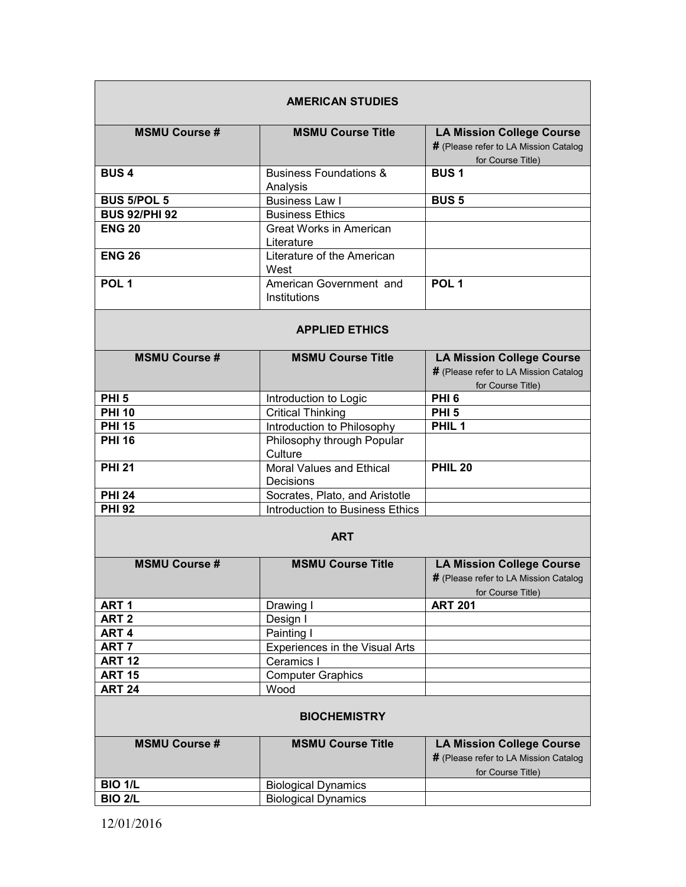## AMERICAN STUDIES

| MSMU Course # | MSMU Course Title | LA Mission College Course # (Please refer to LA Mission Catalog for Course Title) |
|---|---|---|
| **BUS 4** | Business Foundations & Analysis | **BUS 1** |
| **BUS 5/POL 5** | Business Law I | **BUS 5** |
| **BUS 92/PHI 92** | Business Ethics | |
| **ENG 20** | Great Works in American Literature | |
| **ENG 26** | Literature of the American West | |
| **POL 1** | American Government and Institutions | **POL 1** |

## APPLIED ETHICS

| MSMU Course # | MSMU Course Title | LA Mission College Course # (Please refer to LA Mission Catalog for Course Title) |
|---|---|---|
| **PHI 5** | Introduction to Logic | **PHI 6** |
| **PHI 10** | Critical Thinking | **PHI 5** |
| **PHI 15** | Introduction to Philosophy | **PHIL 1** |
| **PHI 16** | Philosophy through Popular Culture | |
| **PHI 21** | Moral Values and Ethical Decisions | **PHIL 20** |
| **PHI 24** | Socrates, Plato, and Aristotle | |
| **PHI 92** | Introduction to Business Ethics | |

## ART

| MSMU Course # | MSMU Course Title | LA Mission College Course # (Please refer to LA Mission Catalog for Course Title) |
|---|---|---|
| **ART 1** | Drawing I | **ART 201** |
| **ART 2** | Design I | |
| **ART 4** | Painting I | |
| **ART 7** | Experiences in the Visual Arts | |
| **ART 12** | Ceramics I | |
| **ART 15** | Computer Graphics | |
| **ART 24** | Wood | |

## BIOCHEMISTRY

| MSMU Course # | MSMU Course Title | LA Mission College Course # (Please refer to LA Mission Catalog for Course Title) |
|---|---|---|
| **BIO 1/L** | Biological Dynamics | |
| **BIO 2/L** | Biological Dynamics | |

12/01/2016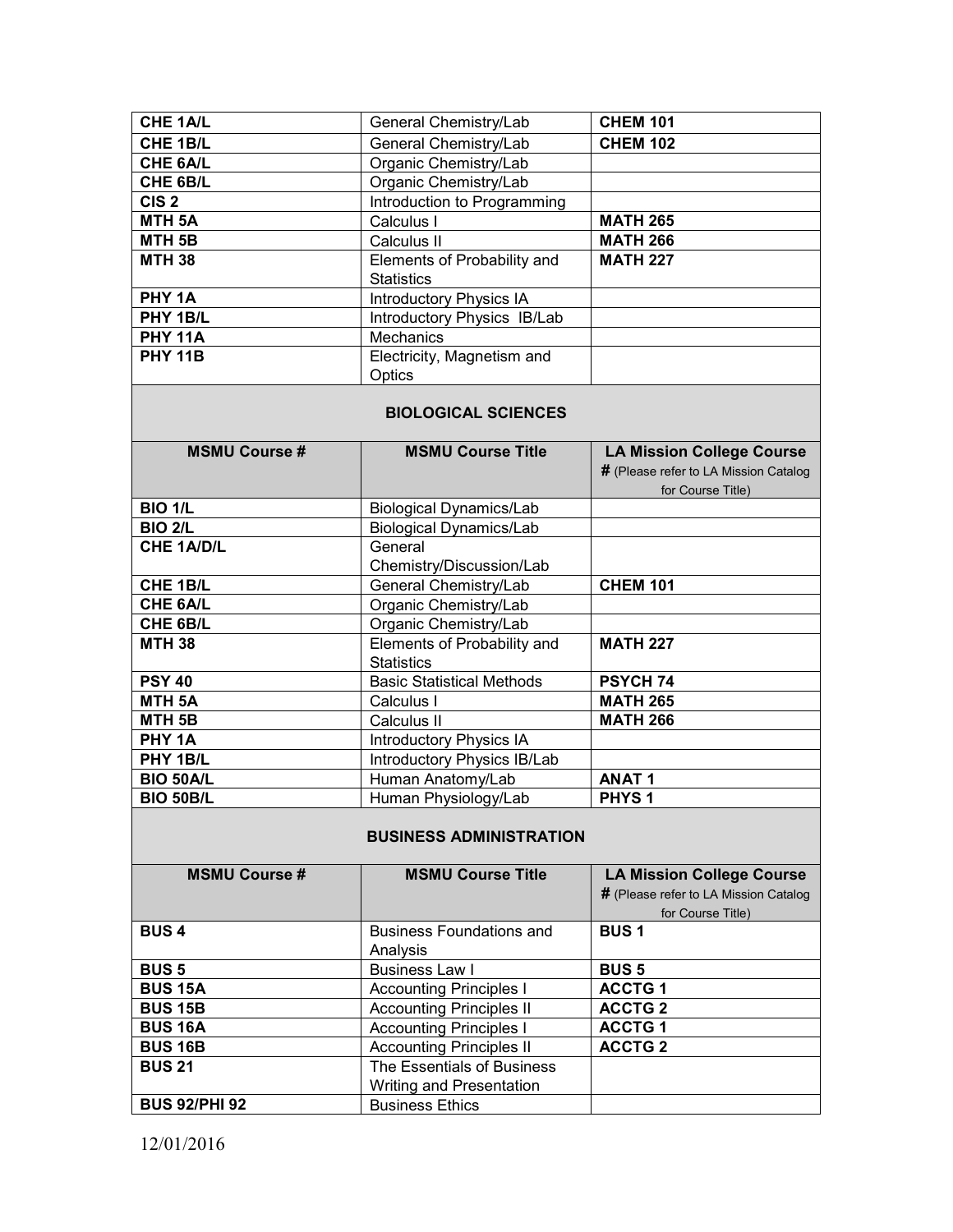| | | |
|---|---|---|
| **CHE 1A/L** | General Chemistry/Lab | **CHEM 101** |
| **CHE 1B/L** | General Chemistry/Lab | **CHEM 102** |
| **CHE 6A/L** | Organic Chemistry/Lab | |
| **CHE 6B/L** | Organic Chemistry/Lab | |
| **CIS 2** | Introduction to Programming | |
| **MTH 5A** | Calculus I | **MATH 265** |
| **MTH 5B** | Calculus II | **MATH 266** |
| **MTH 38** | Elements of Probability and Statistics | **MATH 227** |
| **PHY 1A** | Introductory Physics IA | |
| **PHY 1B/L** | Introductory Physics IB/Lab | |
| **PHY 11A** | Mechanics | |
| **PHY 11B** | Electricity, Magnetism and Optics | |

## BIOLOGICAL SCIENCES

| MSMU Course # | MSMU Course Title | LA Mission College Course # (Please refer to LA Mission Catalog for Course Title) |
|---|---|---|
| **BIO 1/L** | Biological Dynamics/Lab | |
| **BIO 2/L** | Biological Dynamics/Lab | |
| **CHE 1A/D/L** | General Chemistry/Discussion/Lab | |
| **CHE 1B/L** | General Chemistry/Lab | **CHEM 101** |
| **CHE 6A/L** | Organic Chemistry/Lab | |
| **CHE 6B/L** | Organic Chemistry/Lab | |
| **MTH 38** | Elements of Probability and Statistics | **MATH 227** |
| **PSY 40** | Basic Statistical Methods | **PSYCH 74** |
| **MTH 5A** | Calculus I | **MATH 265** |
| **MTH 5B** | Calculus II | **MATH 266** |
| **PHY 1A** | Introductory Physics IA | |
| **PHY 1B/L** | Introductory Physics IB/Lab | |
| **BIO 50A/L** | Human Anatomy/Lab | **ANAT 1** |
| **BIO 50B/L** | Human Physiology/Lab | **PHYS 1** |

## BUSINESS ADMINISTRATION

| MSMU Course # | MSMU Course Title | LA Mission College Course # (Please refer to LA Mission Catalog for Course Title) |
|---|---|---|
| **BUS 4** | Business Foundations and Analysis | **BUS 1** |
| **BUS 5** | Business Law I | **BUS 5** |
| **BUS 15A** | Accounting Principles I | **ACCTG 1** |
| **BUS 15B** | Accounting Principles II | **ACCTG 2** |
| **BUS 16A** | Accounting Principles I | **ACCTG 1** |
| **BUS 16B** | Accounting Principles II | **ACCTG 2** |
| **BUS 21** | The Essentials of Business Writing and Presentation | |
| **BUS 92/PHI 92** | Business Ethics | |

12/01/2016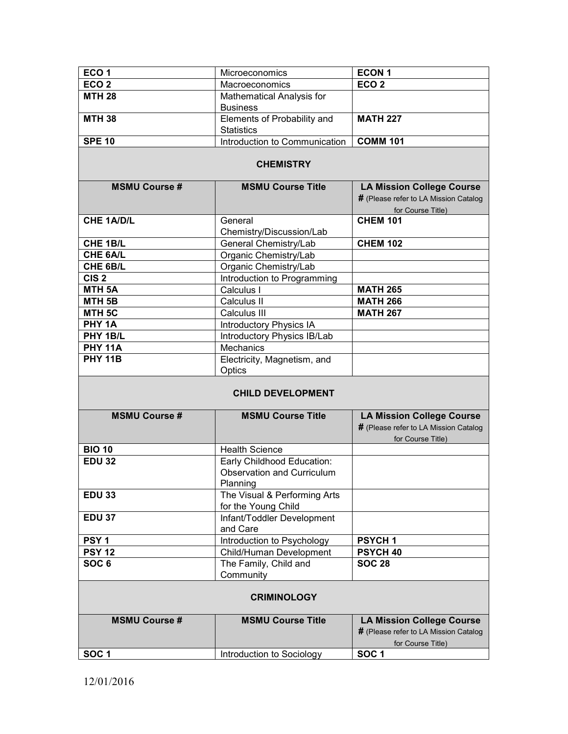| | | |
|---|---|---|
| **ECO 1** | Microeconomics | **ECON 1** |
| **ECO 2** | Macroeconomics | **ECO 2** |
| **MTH 28** | Mathematical Analysis for Business | |
| **MTH 38** | Elements of Probability and Statistics | **MATH 227** |
| **SPE 10** | Introduction to Communication | **COMM 101** |

## CHEMISTRY

| MSMU Course # | MSMU Course Title | LA Mission College Course # (Please refer to LA Mission Catalog for Course Title) |
|---|---|---|
| **CHE 1A/D/L** | General Chemistry/Discussion/Lab | **CHEM 101** |
| **CHE 1B/L** | General Chemistry/Lab | **CHEM 102** |
| **CHE 6A/L** | Organic Chemistry/Lab | |
| **CHE 6B/L** | Organic Chemistry/Lab | |
| **CIS 2** | Introduction to Programming | |
| **MTH 5A** | Calculus I | **MATH 265** |
| **MTH 5B** | Calculus II | **MATH 266** |
| **MTH 5C** | Calculus III | **MATH 267** |
| **PHY 1A** | Introductory Physics IA | |
| **PHY 1B/L** | Introductory Physics IB/Lab | |
| **PHY 11A** | Mechanics | |
| **PHY 11B** | Electricity, Magnetism, and Optics | |

## CHILD DEVELOPMENT

| MSMU Course # | MSMU Course Title | LA Mission College Course # (Please refer to LA Mission Catalog for Course Title) |
|---|---|---|
| **BIO 10** | Health Science | |
| **EDU 32** | Early Childhood Education: Observation and Curriculum Planning | |
| **EDU 33** | The Visual & Performing Arts for the Young Child | |
| **EDU 37** | Infant/Toddler Development and Care | |
| **PSY 1** | Introduction to Psychology | **PSYCH 1** |
| **PSY 12** | Child/Human Development | **PSYCH 40** |
| **SOC 6** | The Family, Child and Community | **SOC 28** |

## CRIMINOLOGY

| MSMU Course # | MSMU Course Title | LA Mission College Course # (Please refer to LA Mission Catalog for Course Title) |
|---|---|---|
| **SOC 1** | Introduction to Sociology | **SOC 1** |

12/01/2016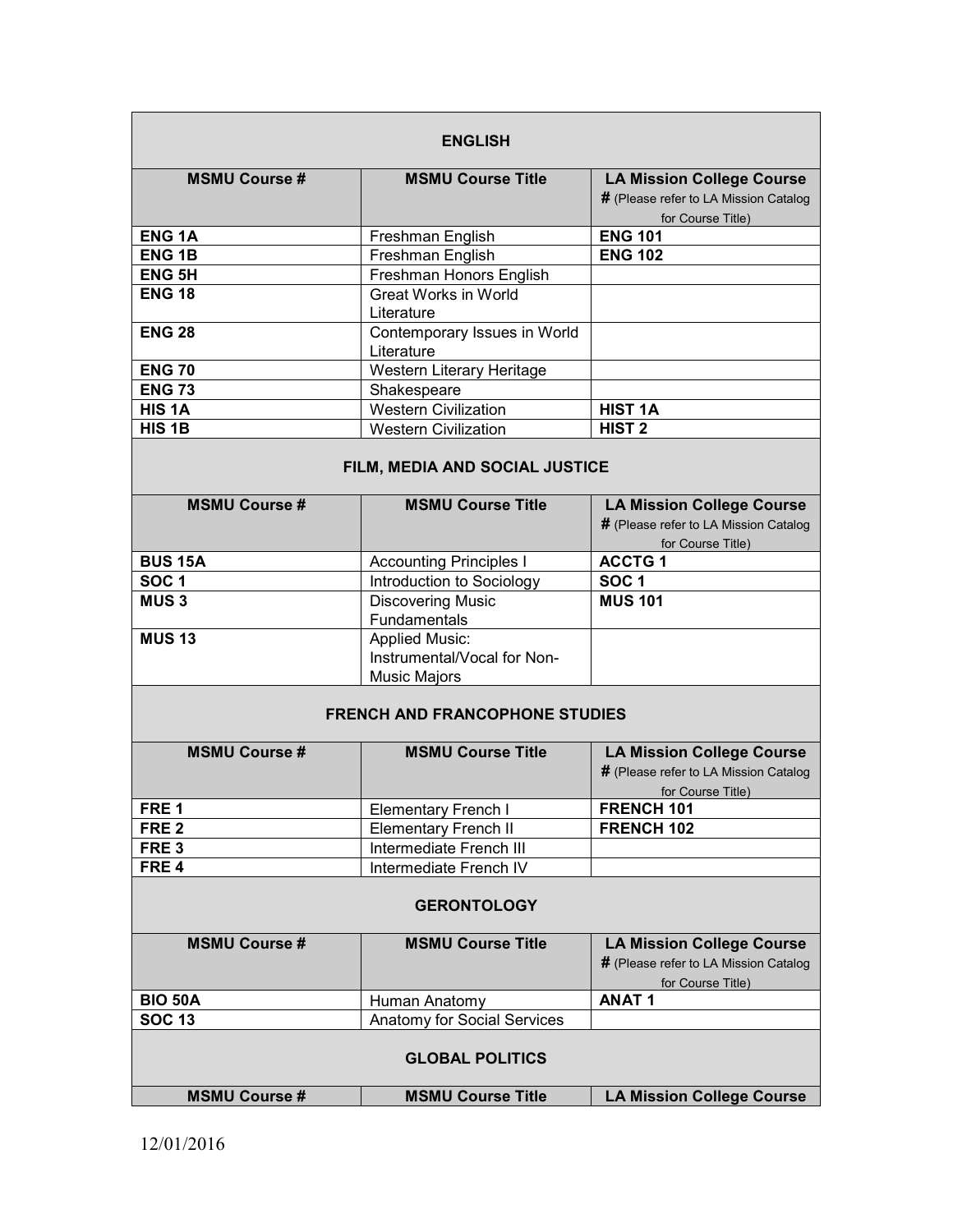## ENGLISH

| MSMU Course # | MSMU Course Title | LA Mission College Course # (Please refer to LA Mission Catalog for Course Title) |
|---|---|---|
| **ENG 1A** | Freshman English | **ENG 101** |
| **ENG 1B** | Freshman English | **ENG 102** |
| **ENG 5H** | Freshman Honors English | |
| **ENG 18** | Great Works in World Literature | |
| **ENG 28** | Contemporary Issues in World Literature | |
| **ENG 70** | Western Literary Heritage | |
| **ENG 73** | Shakespeare | |
| **HIS 1A** | Western Civilization | **HIST 1A** |
| **HIS 1B** | Western Civilization | **HIST 2** |

## FILM, MEDIA AND SOCIAL JUSTICE

| MSMU Course # | MSMU Course Title | LA Mission College Course # (Please refer to LA Mission Catalog for Course Title) |
|---|---|---|
| **BUS 15A** | Accounting Principles I | **ACCTG 1** |
| **SOC 1** | Introduction to Sociology | **SOC 1** |
| **MUS 3** | Discovering Music Fundamentals | **MUS 101** |
| **MUS 13** | Applied Music: Instrumental/Vocal for Non-Music Majors | |

## FRENCH AND FRANCOPHONE STUDIES

| MSMU Course # | MSMU Course Title | LA Mission College Course # (Please refer to LA Mission Catalog for Course Title) |
|---|---|---|
| **FRE 1** | Elementary French I | **FRENCH 101** |
| **FRE 2** | Elementary French II | **FRENCH 102** |
| **FRE 3** | Intermediate French III | |
| **FRE 4** | Intermediate French IV | |

## GERONTOLOGY

| MSMU Course # | MSMU Course Title | LA Mission College Course # (Please refer to LA Mission Catalog for Course Title) |
|---|---|---|
| **BIO 50A** | Human Anatomy | **ANAT 1** |
| **SOC 13** | Anatomy for Social Services | |

## GLOBAL POLITICS

| MSMU Course # | MSMU Course Title | LA Mission College Course |
|---|---|---|

12/01/2016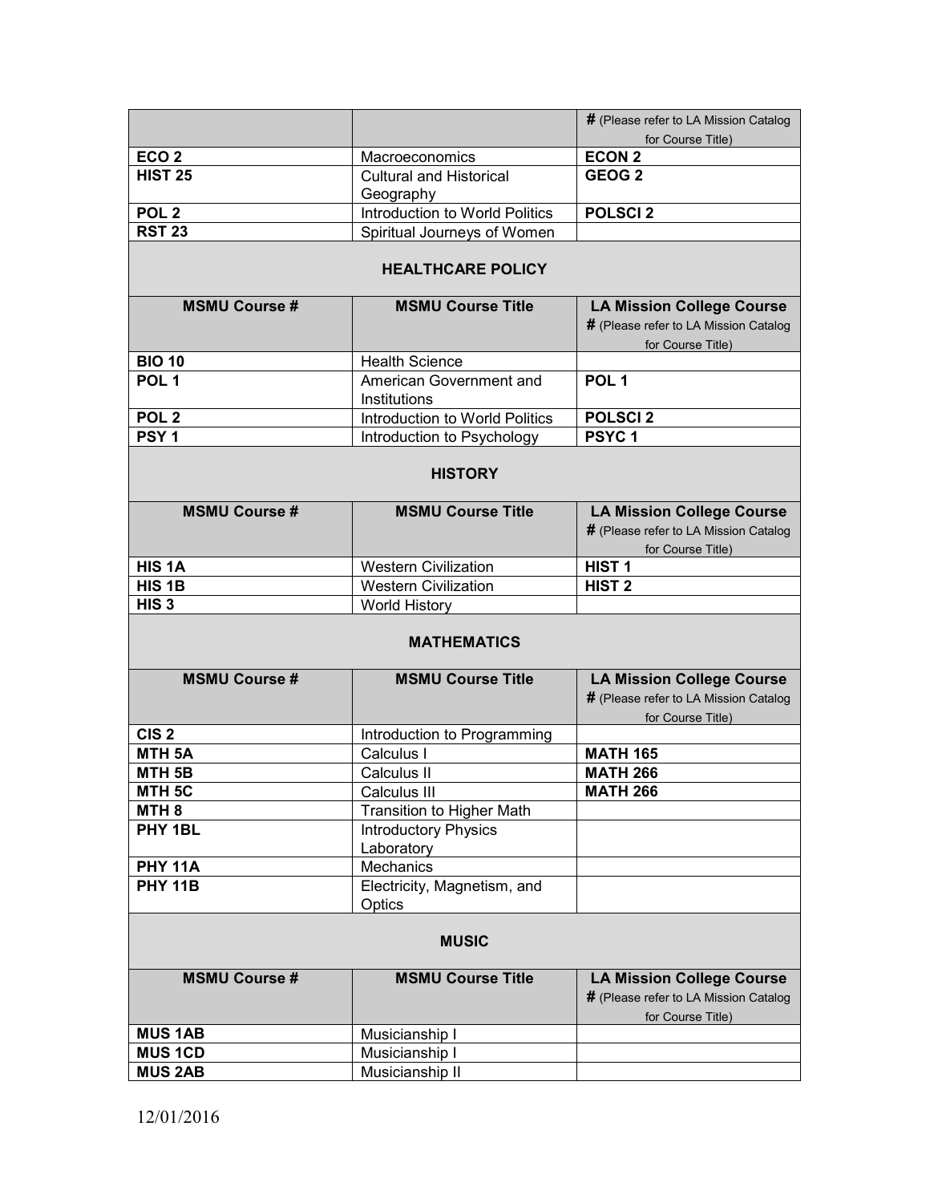| | | **#** (Please refer to LA Mission Catalog for Course Title) |
|---|---|---|
| **ECO 2** | Macroeconomics | **ECON 2** |
| **HIST 25** | Cultural and Historical Geography | **GEOG 2** |
| **POL 2** | Introduction to World Politics | **POLSCI 2** |
| **RST 23** | Spiritual Journeys of Women | |

**HEALTHCARE POLICY**

| MSMU Course # | MSMU Course Title | LA Mission College Course # (Please refer to LA Mission Catalog for Course Title) |
|---|---|---|
| **BIO 10** | Health Science | |
| **POL 1** | American Government and Institutions | **POL 1** |
| **POL 2** | Introduction to World Politics | **POLSCI 2** |
| **PSY 1** | Introduction to Psychology | **PSYC 1** |

**HISTORY**

| MSMU Course # | MSMU Course Title | LA Mission College Course # (Please refer to LA Mission Catalog for Course Title) |
|---|---|---|
| **HIS 1A** | Western Civilization | **HIST 1** |
| **HIS 1B** | Western Civilization | **HIST 2** |
| **HIS 3** | World History | |

**MATHEMATICS**

| MSMU Course # | MSMU Course Title | LA Mission College Course # (Please refer to LA Mission Catalog for Course Title) |
|---|---|---|
| **CIS 2** | Introduction to Programming | |
| **MTH 5A** | Calculus I | **MATH 165** |
| **MTH 5B** | Calculus II | **MATH 266** |
| **MTH 5C** | Calculus III | **MATH 266** |
| **MTH 8** | Transition to Higher Math | |
| **PHY 1BL** | Introductory Physics Laboratory | |
| **PHY 11A** | Mechanics | |
| **PHY 11B** | Electricity, Magnetism, and Optics | |

**MUSIC**

| MSMU Course # | MSMU Course Title | LA Mission College Course # (Please refer to LA Mission Catalog for Course Title) |
|---|---|---|
| **MUS 1AB** | Musicianship I | |
| **MUS 1CD** | Musicianship I | |
| **MUS 2AB** | Musicianship II | |

12/01/2016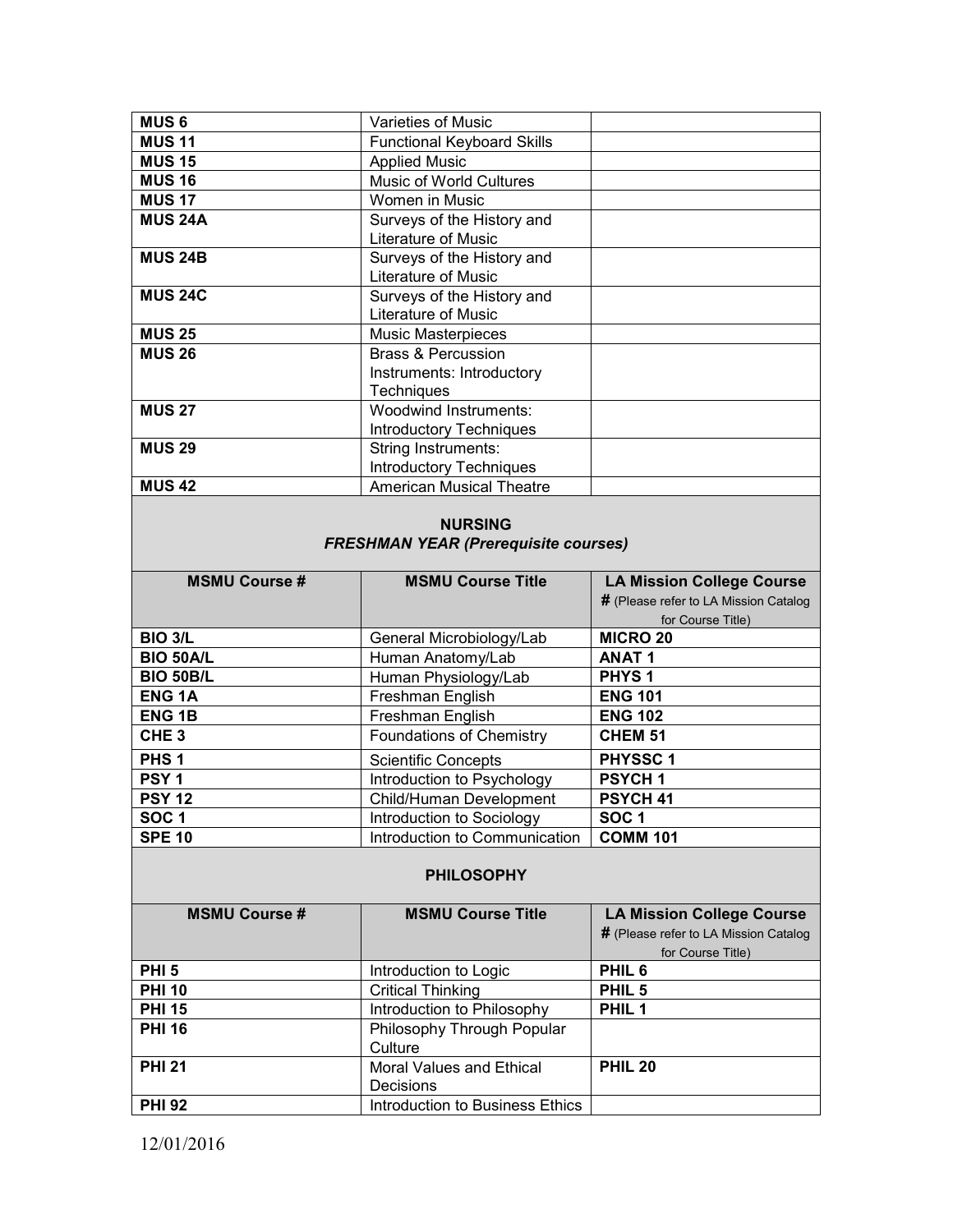| | | |
|---|---|---|
| **MUS 6** | Varieties of Music | |
| **MUS 11** | Functional Keyboard Skills | |
| **MUS 15** | Applied Music | |
| **MUS 16** | Music of World Cultures | |
| **MUS 17** | Women in Music | |
| **MUS 24A** | Surveys of the History and Literature of Music | |
| **MUS 24B** | Surveys of the History and Literature of Music | |
| **MUS 24C** | Surveys of the History and Literature of Music | |
| **MUS 25** | Music Masterpieces | |
| **MUS 26** | Brass & Percussion Instruments: Introductory Techniques | |
| **MUS 27** | Woodwind Instruments: Introductory Techniques | |
| **MUS 29** | String Instruments: Introductory Techniques | |
| **MUS 42** | American Musical Theatre | |

## NURSING

### *FRESHMAN YEAR (Prerequisite courses)*

| MSMU Course # | MSMU Course Title | LA Mission College Course # (Please refer to LA Mission Catalog for Course Title) |
|---|---|---|
| **BIO 3/L** | General Microbiology/Lab | **MICRO 20** |
| **BIO 50A/L** | Human Anatomy/Lab | **ANAT 1** |
| **BIO 50B/L** | Human Physiology/Lab | **PHYS 1** |
| **ENG 1A** | Freshman English | **ENG 101** |
| **ENG 1B** | Freshman English | **ENG 102** |
| **CHE 3** | Foundations of Chemistry | **CHEM 51** |
| **PHS 1** | Scientific Concepts | **PHYSSC 1** |
| **PSY 1** | Introduction to Psychology | **PSYCH 1** |
| **PSY 12** | Child/Human Development | **PSYCH 41** |
| **SOC 1** | Introduction to Sociology | **SOC 1** |
| **SPE 10** | Introduction to Communication | **COMM 101** |

## PHILOSOPHY

| MSMU Course # | MSMU Course Title | LA Mission College Course # (Please refer to LA Mission Catalog for Course Title) |
|---|---|---|
| **PHI 5** | Introduction to Logic | **PHIL 6** |
| **PHI 10** | Critical Thinking | **PHIL 5** |
| **PHI 15** | Introduction to Philosophy | **PHIL 1** |
| **PHI 16** | Philosophy Through Popular Culture | |
| **PHI 21** | Moral Values and Ethical Decisions | **PHIL 20** |
| **PHI 92** | Introduction to Business Ethics | |

12/01/2016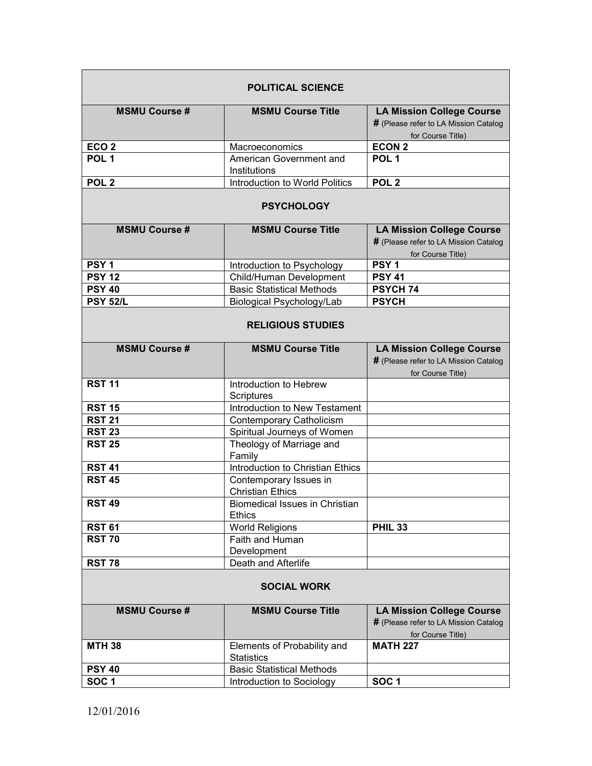| POLITICAL SCIENCE | | |
|---|---|---|
| **MSMU Course #** | **MSMU Course Title** | **LA Mission College Course #** (Please refer to LA Mission Catalog for Course Title) |
| **ECO 2** | Macroeconomics | **ECON 2** |
| **POL 1** | American Government and Institutions | **POL 1** |
| **POL 2** | Introduction to World Politics | **POL 2** |

| PSYCHOLOGY | | |
|---|---|---|
| **MSMU Course #** | **MSMU Course Title** | **LA Mission College Course #** (Please refer to LA Mission Catalog for Course Title) |
| **PSY 1** | Introduction to Psychology | **PSY 1** |
| **PSY 12** | Child/Human Development | **PSY 41** |
| **PSY 40** | Basic Statistical Methods | **PSYCH 74** |
| **PSY 52/L** | Biological Psychology/Lab | **PSYCH** |

| RELIGIOUS STUDIES | | |
|---|---|---|
| **MSMU Course #** | **MSMU Course Title** | **LA Mission College Course #** (Please refer to LA Mission Catalog for Course Title) |
| **RST 11** | Introduction to Hebrew Scriptures | |
| **RST 15** | Introduction to New Testament | |
| **RST 21** | Contemporary Catholicism | |
| **RST 23** | Spiritual Journeys of Women | |
| **RST 25** | Theology of Marriage and Family | |
| **RST 41** | Introduction to Christian Ethics | |
| **RST 45** | Contemporary Issues in Christian Ethics | |
| **RST 49** | Biomedical Issues in Christian Ethics | |
| **RST 61** | World Religions | **PHIL 33** |
| **RST 70** | Faith and Human Development | |
| **RST 78** | Death and Afterlife | |

| SOCIAL WORK | | |
|---|---|---|
| **MSMU Course #** | **MSMU Course Title** | **LA Mission College Course #** (Please refer to LA Mission Catalog for Course Title) |
| **MTH 38** | Elements of Probability and Statistics | **MATH 227** |
| **PSY 40** | Basic Statistical Methods | |
| **SOC 1** | Introduction to Sociology | **SOC 1** |

12/01/2016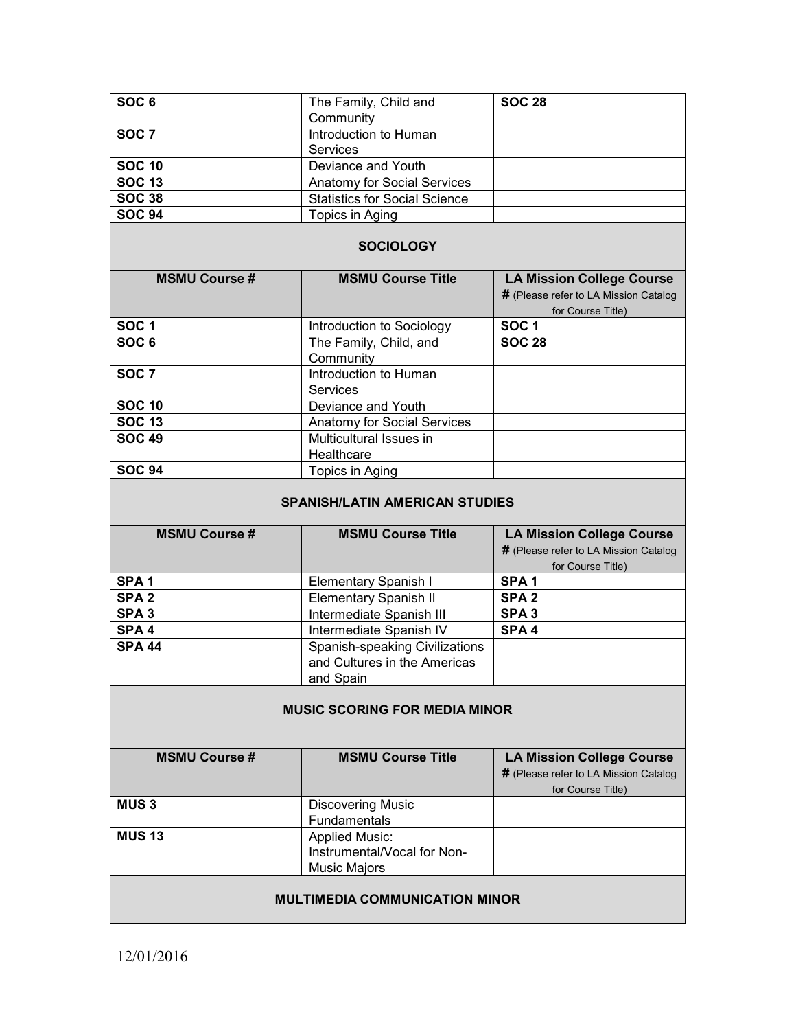| | | |
|---|---|---|
| **SOC 6** | The Family, Child and Community | **SOC 28** |
| **SOC 7** | Introduction to Human Services | |
| **SOC 10** | Deviance and Youth | |
| **SOC 13** | Anatomy for Social Services | |
| **SOC 38** | Statistics for Social Science | |
| **SOC 94** | Topics in Aging | |

**SOCIOLOGY**

| MSMU Course # | MSMU Course Title | LA Mission College Course # (Please refer to LA Mission Catalog for Course Title) |
|---|---|---|
| **SOC 1** | Introduction to Sociology | **SOC 1** |
| **SOC 6** | The Family, Child, and Community | **SOC 28** |
| **SOC 7** | Introduction to Human Services | |
| **SOC 10** | Deviance and Youth | |
| **SOC 13** | Anatomy for Social Services | |
| **SOC 49** | Multicultural Issues in Healthcare | |
| **SOC 94** | Topics in Aging | |

**SPANISH/LATIN AMERICAN STUDIES**

| MSMU Course # | MSMU Course Title | LA Mission College Course # (Please refer to LA Mission Catalog for Course Title) |
|---|---|---|
| **SPA 1** | Elementary Spanish I | **SPA 1** |
| **SPA 2** | Elementary Spanish II | **SPA 2** |
| **SPA 3** | Intermediate Spanish III | **SPA 3** |
| **SPA 4** | Intermediate Spanish IV | **SPA 4** |
| **SPA 44** | Spanish-speaking Civilizations and Cultures in the Americas and Spain | |

**MUSIC SCORING FOR MEDIA MINOR**

| MSMU Course # | MSMU Course Title | LA Mission College Course # (Please refer to LA Mission Catalog for Course Title) |
|---|---|---|
| **MUS 3** | Discovering Music Fundamentals | |
| **MUS 13** | Applied Music: Instrumental/Vocal for Non-Music Majors | |

**MULTIMEDIA COMMUNICATION MINOR**

12/01/2016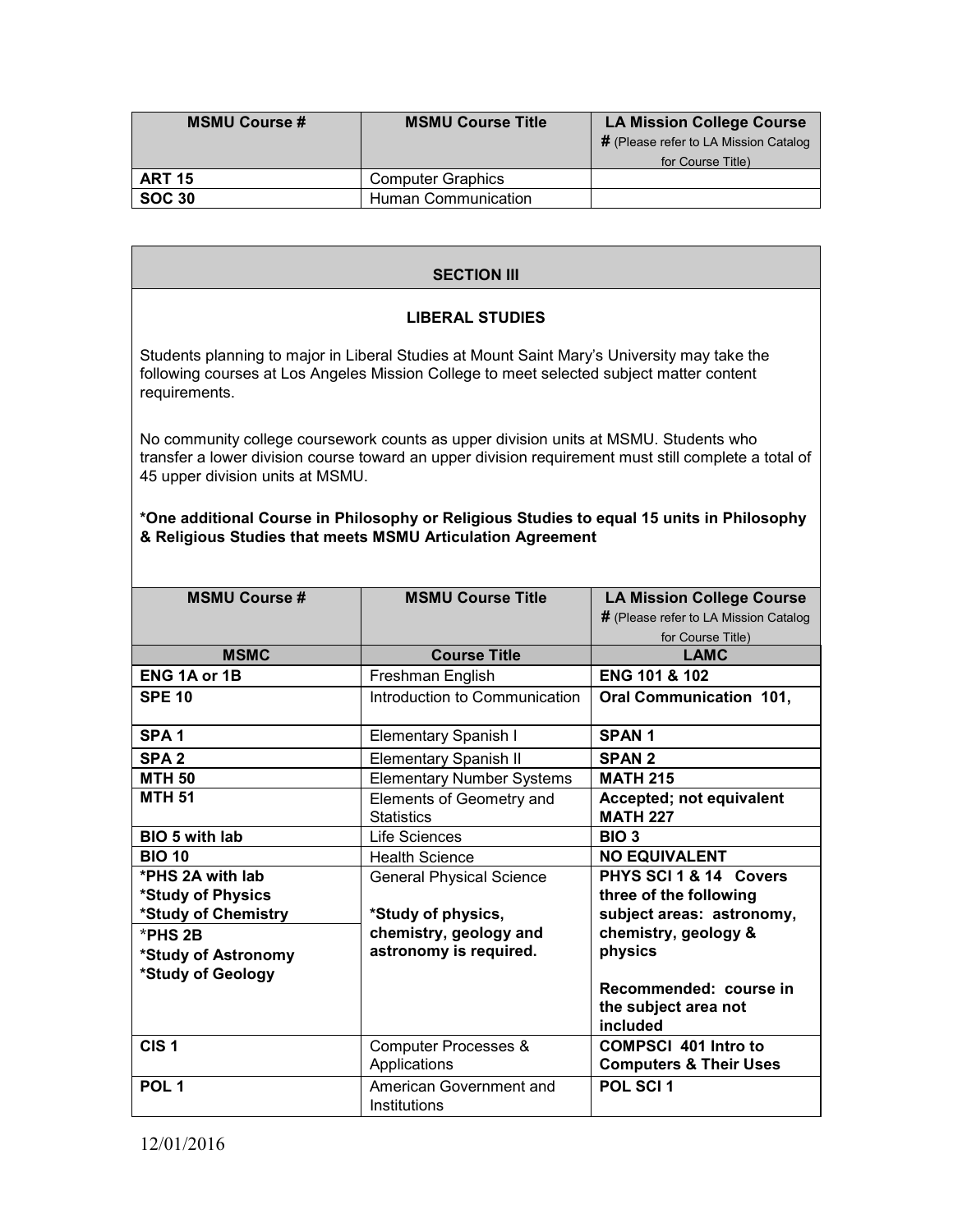| MSMU Course # | MSMU Course Title | LA Mission College Course # (Please refer to LA Mission Catalog for Course Title) |
|---|---|---|
| **ART 15** | Computer Graphics | |
| **SOC 30** | Human Communication | |

## SECTION III

### LIBERAL STUDIES

Students planning to major in Liberal Studies at Mount Saint Mary's University may take the following courses at Los Angeles Mission College to meet selected subject matter content requirements.

No community college coursework counts as upper division units at MSMU. Students who transfer a lower division course toward an upper division requirement must still complete a total of 45 upper division units at MSMU.

**\*One additional Course in Philosophy or Religious Studies to equal 15 units in Philosophy & Religious Studies that meets MSMU Articulation Agreement**

| MSMU Course # | MSMU Course Title | LA Mission College Course # (Please refer to LA Mission Catalog for Course Title) |
|---|---|---|
| **MSMC** | **Course Title** | **LAMC** |
| **ENG 1A or 1B** | Freshman English | **ENG 101 & 102** |
| **SPE 10** | Introduction to Communication | **Oral Communication 101,** |
| **SPA 1** | Elementary Spanish I | **SPAN 1** |
| **SPA 2** | Elementary Spanish II | **SPAN 2** |
| **MTH 50** | Elementary Number Systems | **MATH 215** |
| **MTH 51** | Elements of Geometry and Statistics | **Accepted; not equivalent MATH 227** |
| **BIO 5 with lab** | Life Sciences | **BIO 3** |
| **BIO 10** | Health Science | **NO EQUIVALENT** |
| **\*PHS 2A with lab** **\*Study of Physics** **\*Study of Chemistry** \*PHS 2B **\*Study of Astronomy** **\*Study of Geology** | General Physical Science **\*Study of physics, chemistry, geology and astronomy is required.** | **PHYS SCI 1 & 14 Covers three of the following subject areas: astronomy, chemistry, geology & physics** **Recommended: course in the subject area not included** |
| **CIS 1** | Computer Processes & Applications | **COMPSCI 401 Intro to Computers & Their Uses** |
| **POL 1** | American Government and Institutions | **POL SCI 1** |

12/01/2016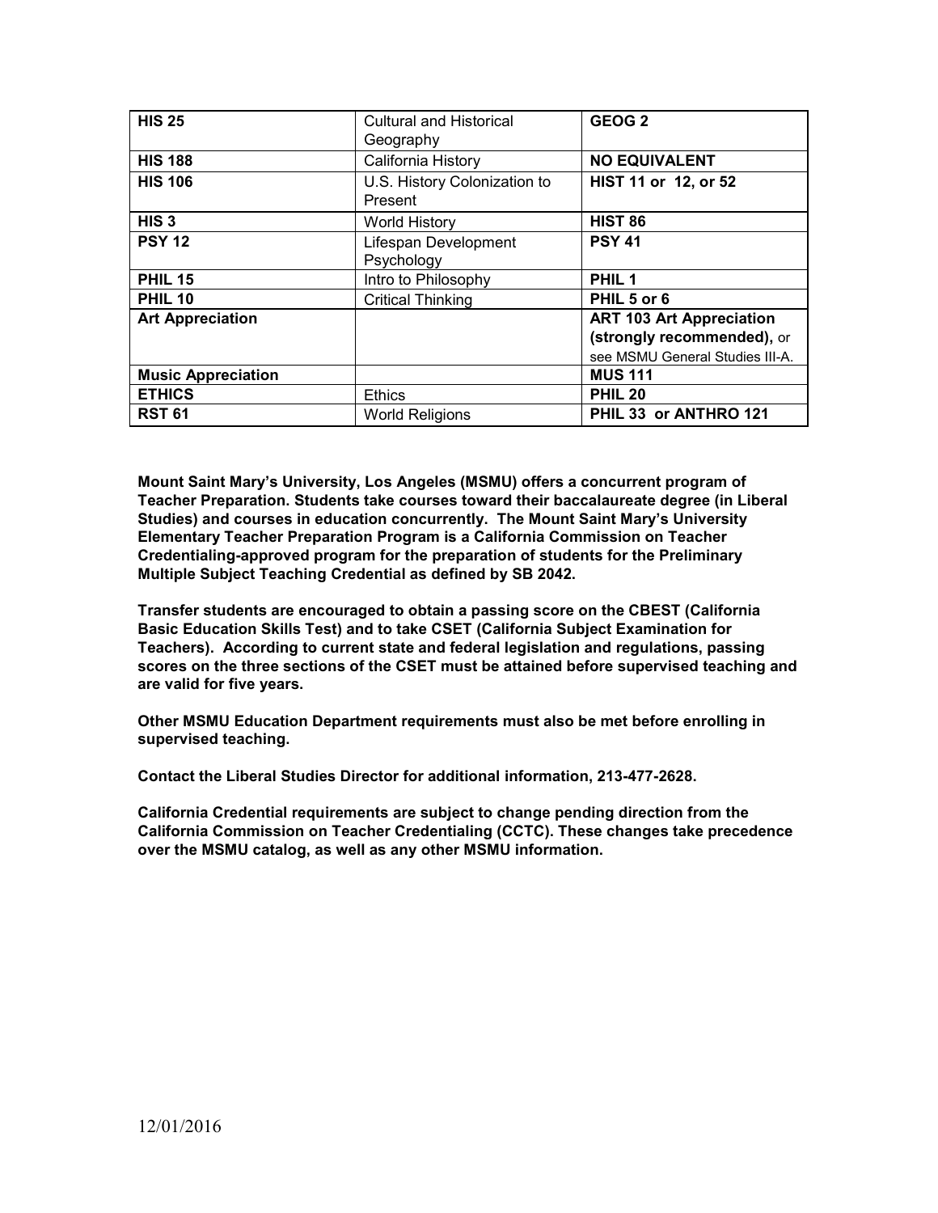| | | |
|---|---|---|
| **HIS 25** | Cultural and Historical Geography | **GEOG 2** |
| **HIS 188** | California History | **NO EQUIVALENT** |
| **HIS 106** | U.S. History Colonization to Present | **HIST 11 or 12, or 52** |
| **HIS 3** | World History | **HIST 86** |
| **PSY 12** | Lifespan Development Psychology | **PSY 41** |
| **PHIL 15** | Intro to Philosophy | **PHIL 1** |
| **PHIL 10** | Critical Thinking | **PHIL 5 or 6** |
| **Art Appreciation** | | **ART 103 Art Appreciation (strongly recommended),** or see MSMU General Studies III-A. |
| **Music Appreciation** | | **MUS 111** |
| **ETHICS** | Ethics | **PHIL 20** |
| **RST 61** | World Religions | **PHIL 33 or ANTHRO 121** |

**Mount Saint Mary's University, Los Angeles (MSMU) offers a concurrent program of Teacher Preparation. Students take courses toward their baccalaureate degree (in Liberal Studies) and courses in education concurrently. The Mount Saint Mary's University Elementary Teacher Preparation Program is a California Commission on Teacher Credentialing-approved program for the preparation of students for the Preliminary Multiple Subject Teaching Credential as defined by SB 2042.**

**Transfer students are encouraged to obtain a passing score on the CBEST (California Basic Education Skills Test) and to take CSET (California Subject Examination for Teachers). According to current state and federal legislation and regulations, passing scores on the three sections of the CSET must be attained before supervised teaching and are valid for five years.**

**Other MSMU Education Department requirements must also be met before enrolling in supervised teaching.**

**Contact the Liberal Studies Director for additional information, 213-477-2628.**

**California Credential requirements are subject to change pending direction from the California Commission on Teacher Credentialing (CCTC). These changes take precedence over the MSMU catalog, as well as any other MSMU information.**

12/01/2016